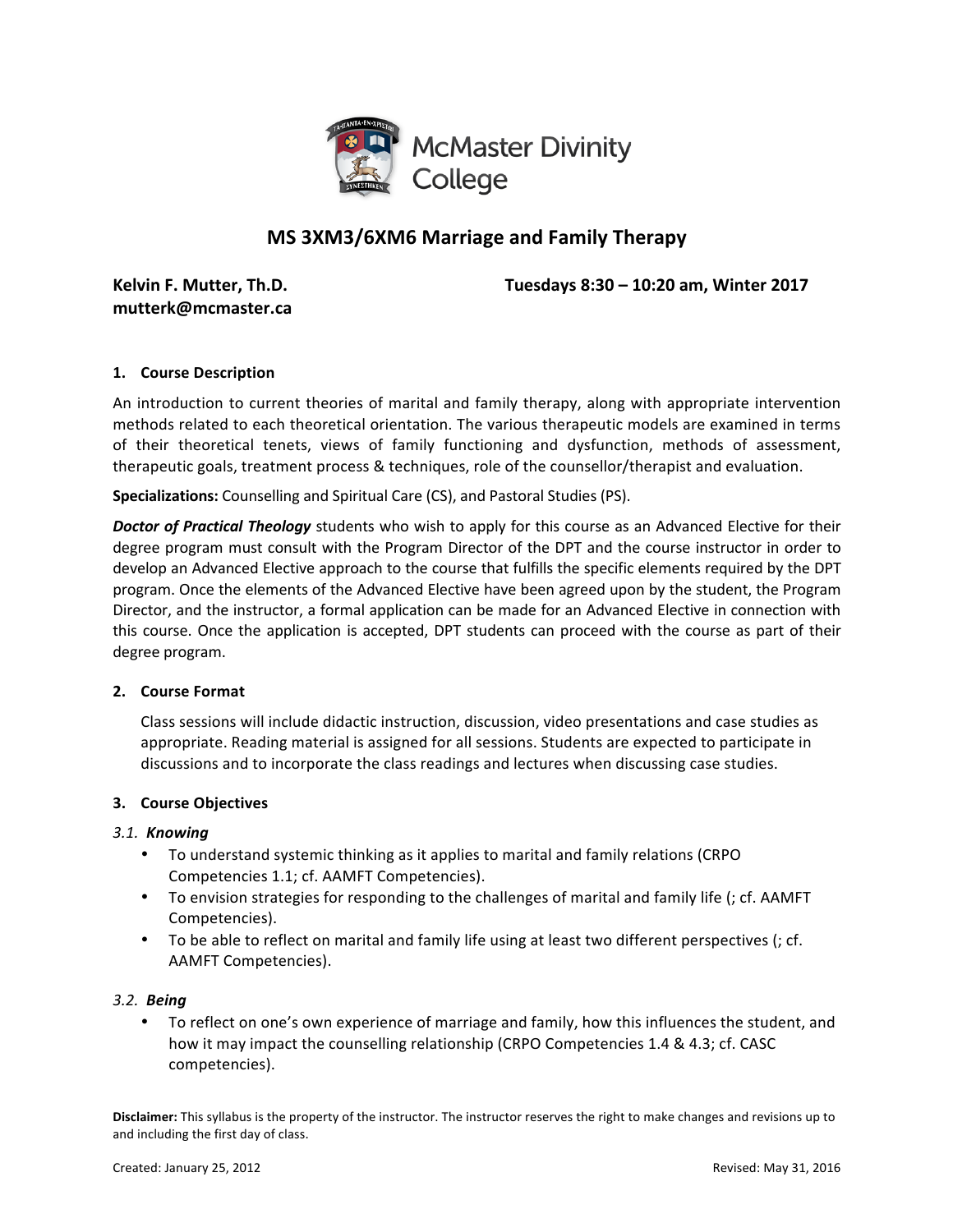McMaster Divinity College

# MS 3XM3/6XM6 Marriage and Family Therapy

**Kelvin F. Mutter, Th.D.**
**mutterk@mcmaster.ca**

**Tuesdays 8:30 – 10:20 am, Winter 2017**

## 1. Course Description

An introduction to current theories of marital and family therapy, along with appropriate intervention methods related to each theoretical orientation. The various therapeutic models are examined in terms of their theoretical tenets, views of family functioning and dysfunction, methods of assessment, therapeutic goals, treatment process & techniques, role of the counsellor/therapist and evaluation.

**Specializations:** Counselling and Spiritual Care (CS), and Pastoral Studies (PS).

***Doctor of Practical Theology*** students who wish to apply for this course as an Advanced Elective for their degree program must consult with the Program Director of the DPT and the course instructor in order to develop an Advanced Elective approach to the course that fulfills the specific elements required by the DPT program. Once the elements of the Advanced Elective have been agreed upon by the student, the Program Director, and the instructor, a formal application can be made for an Advanced Elective in connection with this course. Once the application is accepted, DPT students can proceed with the course as part of their degree program.

## 2. Course Format

Class sessions will include didactic instruction, discussion, video presentations and case studies as appropriate. Reading material is assigned for all sessions. Students are expected to participate in discussions and to incorporate the class readings and lectures when discussing case studies.

## 3. Course Objectives

### *3.1. Knowing*

- To understand systemic thinking as it applies to marital and family relations (CRPO Competencies 1.1; cf. AAMFT Competencies).
- To envision strategies for responding to the challenges of marital and family life (; cf. AAMFT Competencies).
- To be able to reflect on marital and family life using at least two different perspectives (; cf. AAMFT Competencies).

### *3.2. Being*

- To reflect on one's own experience of marriage and family, how this influences the student, and how it may impact the counselling relationship (CRPO Competencies 1.4 & 4.3; cf. CASC competencies).

**Disclaimer:** This syllabus is the property of the instructor. The instructor reserves the right to make changes and revisions up to and including the first day of class.

Created: January 25, 2012 Revised: May 31, 2016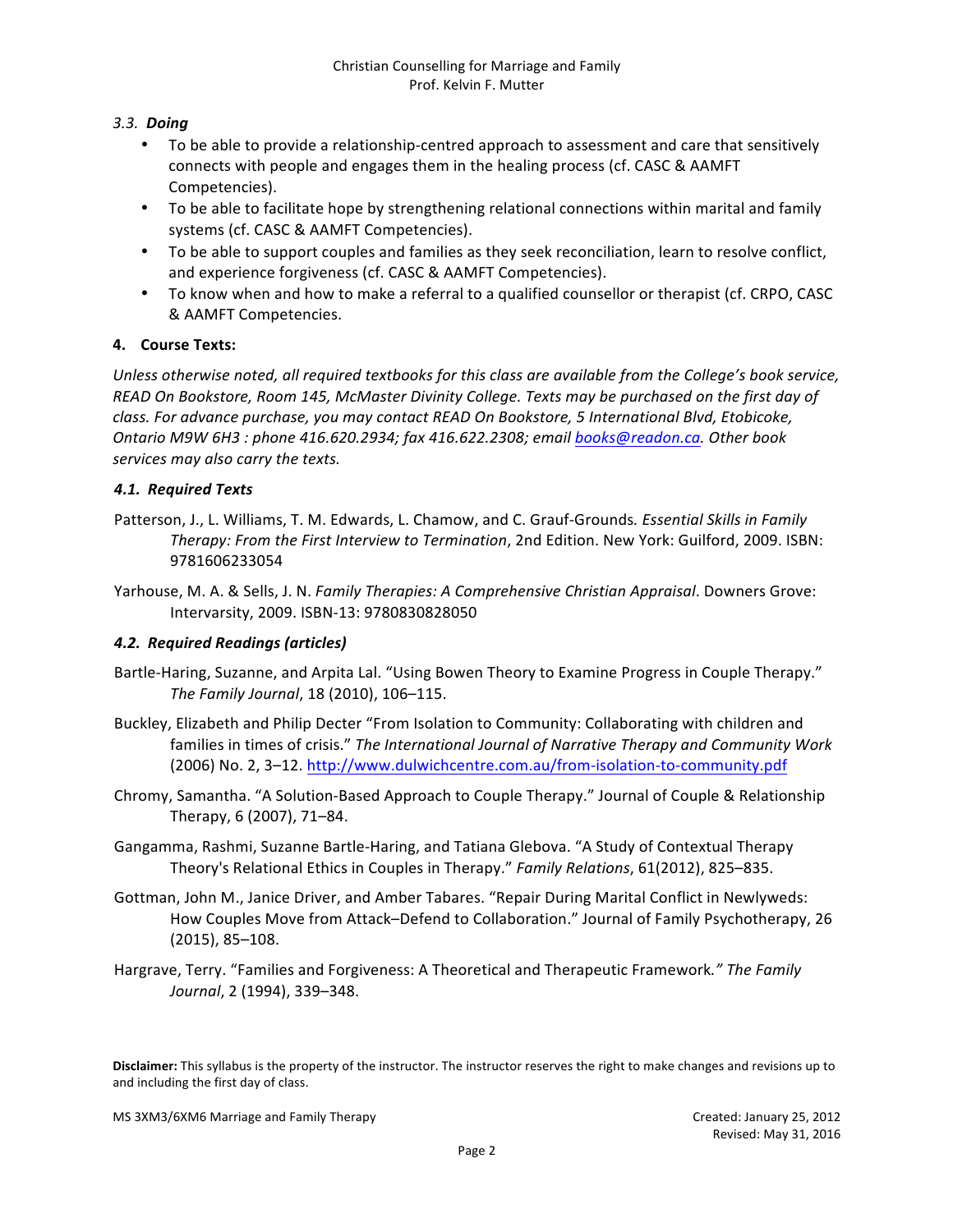*3.3.* ***Doing***

- To be able to provide a relationship-centred approach to assessment and care that sensitively connects with people and engages them in the healing process (cf. CASC & AAMFT Competencies).
- To be able to facilitate hope by strengthening relational connections within marital and family systems (cf. CASC & AAMFT Competencies).
- To be able to support couples and families as they seek reconciliation, learn to resolve conflict, and experience forgiveness (cf. CASC & AAMFT Competencies).
- To know when and how to make a referral to a qualified counsellor or therapist (cf. CRPO, CASC & AAMFT Competencies.

## 4. Course Texts:

*Unless otherwise noted, all required textbooks for this class are available from the College's book service, READ On Bookstore, Room 145, McMaster Divinity College. Texts may be purchased on the first day of class. For advance purchase, you may contact READ On Bookstore, 5 International Blvd, Etobicoke, Ontario M9W 6H3 : phone 416.620.2934; fax 416.622.2308; email books@readon.ca. Other book services may also carry the texts.*

### *4.1. Required Texts*

Patterson, J., L. Williams, T. M. Edwards, L. Chamow, and C. Grauf-Grounds*. Essential Skills in Family Therapy: From the First Interview to Termination*, 2nd Edition. New York: Guilford, 2009. ISBN: 9781606233054

Yarhouse, M. A. & Sells, J. N. *Family Therapies: A Comprehensive Christian Appraisal*. Downers Grove: Intervarsity, 2009. ISBN-13: 9780830828050

### *4.2. Required Readings (articles)*

Bartle-Haring, Suzanne, and Arpita Lal. "Using Bowen Theory to Examine Progress in Couple Therapy." *The Family Journal*, 18 (2010), 106–115.

Buckley, Elizabeth and Philip Decter "From Isolation to Community: Collaborating with children and families in times of crisis." *The International Journal of Narrative Therapy and Community Work* (2006) No. 2, 3–12. http://www.dulwichcentre.com.au/from-isolation-to-community.pdf

Chromy, Samantha. "A Solution-Based Approach to Couple Therapy." Journal of Couple & Relationship Therapy, 6 (2007), 71–84.

Gangamma, Rashmi, Suzanne Bartle-Haring, and Tatiana Glebova. "A Study of Contextual Therapy Theory's Relational Ethics in Couples in Therapy." *Family Relations*, 61(2012), 825–835.

Gottman, John M., Janice Driver, and Amber Tabares. "Repair During Marital Conflict in Newlyweds: How Couples Move from Attack–Defend to Collaboration." Journal of Family Psychotherapy, 26 (2015), 85–108.

Hargrave, Terry. "Families and Forgiveness: A Theoretical and Therapeutic Framework*." The Family Journal*, 2 (1994), 339–348.

**Disclaimer:** This syllabus is the property of the instructor. The instructor reserves the right to make changes and revisions up to and including the first day of class.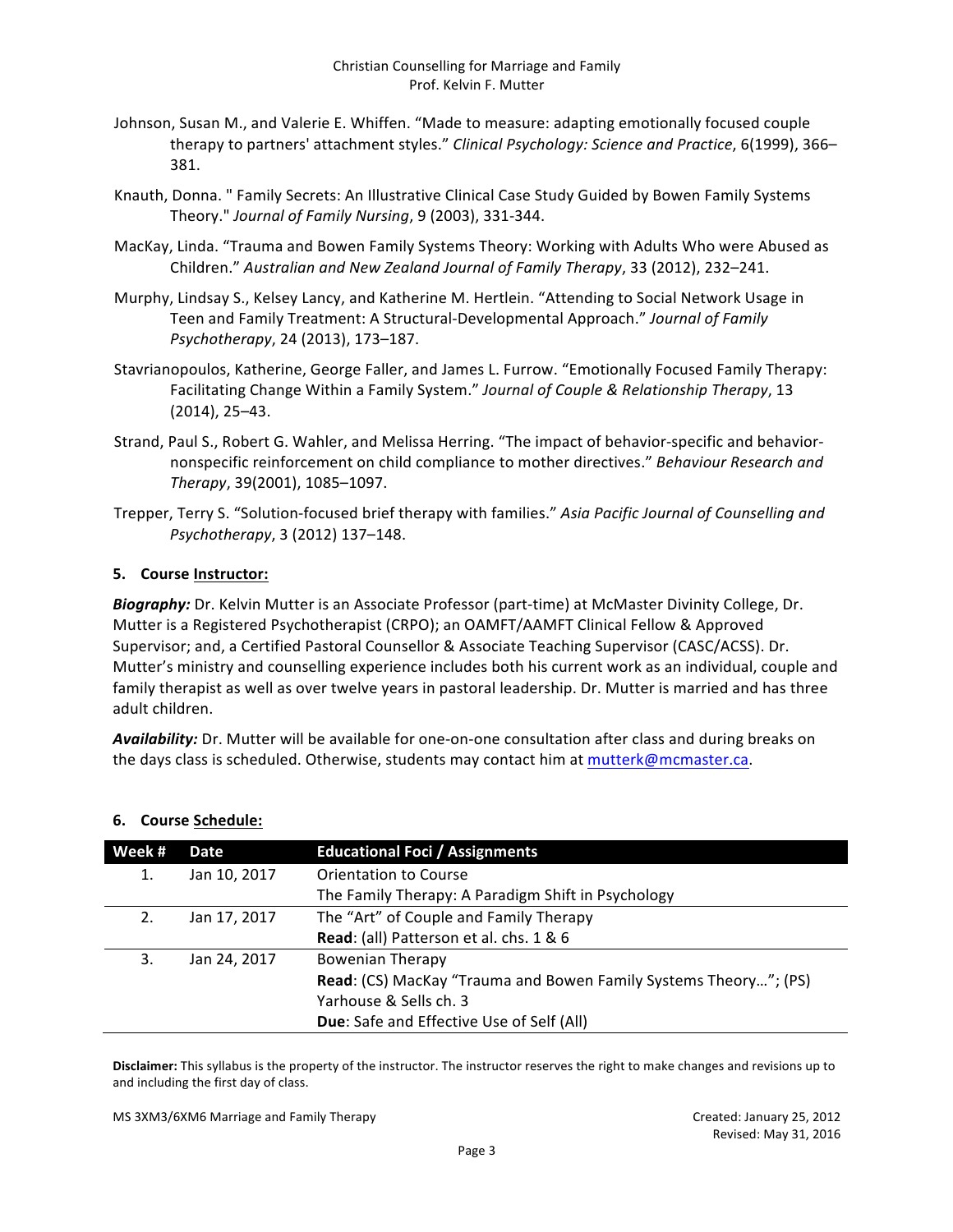Johnson, Susan M., and Valerie E. Whiffen. "Made to measure: adapting emotionally focused couple therapy to partners' attachment styles." *Clinical Psychology: Science and Practice*, 6(1999), 366–381.

Knauth, Donna. " Family Secrets: An Illustrative Clinical Case Study Guided by Bowen Family Systems Theory." *Journal of Family Nursing*, 9 (2003), 331-344.

MacKay, Linda. "Trauma and Bowen Family Systems Theory: Working with Adults Who were Abused as Children." *Australian and New Zealand Journal of Family Therapy*, 33 (2012), 232–241.

Murphy, Lindsay S., Kelsey Lancy, and Katherine M. Hertlein. "Attending to Social Network Usage in Teen and Family Treatment: A Structural-Developmental Approach." *Journal of Family Psychotherapy*, 24 (2013), 173–187.

Stavrianopoulos, Katherine, George Faller, and James L. Furrow. "Emotionally Focused Family Therapy: Facilitating Change Within a Family System." *Journal of Couple & Relationship Therapy*, 13 (2014), 25–43.

Strand, Paul S., Robert G. Wahler, and Melissa Herring. "The impact of behavior-specific and behavior-nonspecific reinforcement on child compliance to mother directives." *Behaviour Research and Therapy*, 39(2001), 1085–1097.

Trepper, Terry S. "Solution-focused brief therapy with families." *Asia Pacific Journal of Counselling and Psychotherapy*, 3 (2012) 137–148.

### 5. Course Instructor:

***Biography:*** Dr. Kelvin Mutter is an Associate Professor (part-time) at McMaster Divinity College, Dr. Mutter is a Registered Psychotherapist (CRPO); an OAMFT/AAMFT Clinical Fellow & Approved Supervisor; and, a Certified Pastoral Counsellor & Associate Teaching Supervisor (CASC/ACSS). Dr. Mutter's ministry and counselling experience includes both his current work as an individual, couple and family therapist as well as over twelve years in pastoral leadership. Dr. Mutter is married and has three adult children.

***Availability:*** Dr. Mutter will be available for one-on-one consultation after class and during breaks on the days class is scheduled. Otherwise, students may contact him at mutterk@mcmaster.ca.

### 6. Course Schedule:

| Week # | Date | Educational Foci / Assignments |
|---|---|---|
| 1. | Jan 10, 2017 | Orientation to Course<br>The Family Therapy: A Paradigm Shift in Psychology |
| 2. | Jan 17, 2017 | The "Art" of Couple and Family Therapy<br>**Read**: (all) Patterson et al. chs. 1 & 6 |
| 3. | Jan 24, 2017 | Bowenian Therapy<br>**Read**: (CS) MacKay "Trauma and Bowen Family Systems Theory…"; (PS) Yarhouse & Sells ch. 3<br>**Due**: Safe and Effective Use of Self (All) |

**Disclaimer:** This syllabus is the property of the instructor. The instructor reserves the right to make changes and revisions up to and including the first day of class.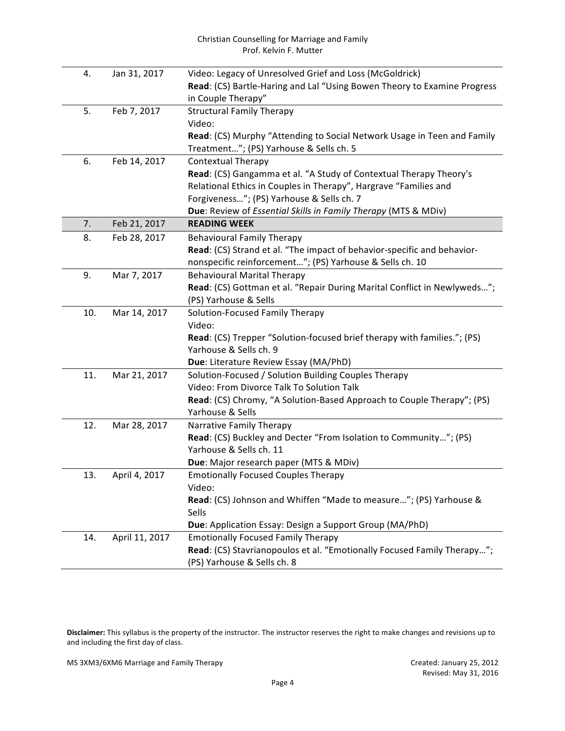| 4. | Jan 31, 2017 | Video: Legacy of Unresolved Grief and Loss (McGoldrick)<br>**Read**: (CS) Bartle-Haring and Lal "Using Bowen Theory to Examine Progress in Couple Therapy" |
|---|---|---|
| 5. | Feb 7, 2017 | Structural Family Therapy<br>Video:<br>**Read**: (CS) Murphy "Attending to Social Network Usage in Teen and Family Treatment…"; (PS) Yarhouse & Sells ch. 5 |
| 6. | Feb 14, 2017 | Contextual Therapy<br>**Read**: (CS) Gangamma et al. "A Study of Contextual Therapy Theory's Relational Ethics in Couples in Therapy", Hargrave "Families and Forgiveness…"; (PS) Yarhouse & Sells ch. 7<br>**Due**: Review of *Essential Skills in Family Therapy* (MTS & MDiv) |
| 7. | Feb 21, 2017 | **READING WEEK** |
| 8. | Feb 28, 2017 | Behavioural Family Therapy<br>**Read**: (CS) Strand et al. "The impact of behavior-specific and behavior-nonspecific reinforcement…"; (PS) Yarhouse & Sells ch. 10 |
| 9. | Mar 7, 2017 | Behavioural Marital Therapy<br>**Read**: (CS) Gottman et al. "Repair During Marital Conflict in Newlyweds…"; (PS) Yarhouse & Sells |
| 10. | Mar 14, 2017 | Solution-Focused Family Therapy<br>Video:<br>**Read**: (CS) Trepper "Solution-focused brief therapy with families."; (PS) Yarhouse & Sells ch. 9<br>**Due**: Literature Review Essay (MA/PhD) |
| 11. | Mar 21, 2017 | Solution-Focused / Solution Building Couples Therapy<br>Video: From Divorce Talk To Solution Talk<br>**Read**: (CS) Chromy, "A Solution-Based Approach to Couple Therapy"; (PS) Yarhouse & Sells |
| 12. | Mar 28, 2017 | Narrative Family Therapy<br>**Read**: (CS) Buckley and Decter "From Isolation to Community…"; (PS) Yarhouse & Sells ch. 11<br>**Due**: Major research paper (MTS & MDiv) |
| 13. | April 4, 2017 | Emotionally Focused Couples Therapy<br>Video:<br>**Read**: (CS) Johnson and Whiffen "Made to measure…"; (PS) Yarhouse & Sells<br>**Due**: Application Essay: Design a Support Group (MA/PhD) |
| 14. | April 11, 2017 | Emotionally Focused Family Therapy<br>**Read**: (CS) Stavrianopoulos et al. "Emotionally Focused Family Therapy…"; (PS) Yarhouse & Sells ch. 8 |

**Disclaimer:** This syllabus is the property of the instructor. The instructor reserves the right to make changes and revisions up to and including the first day of class.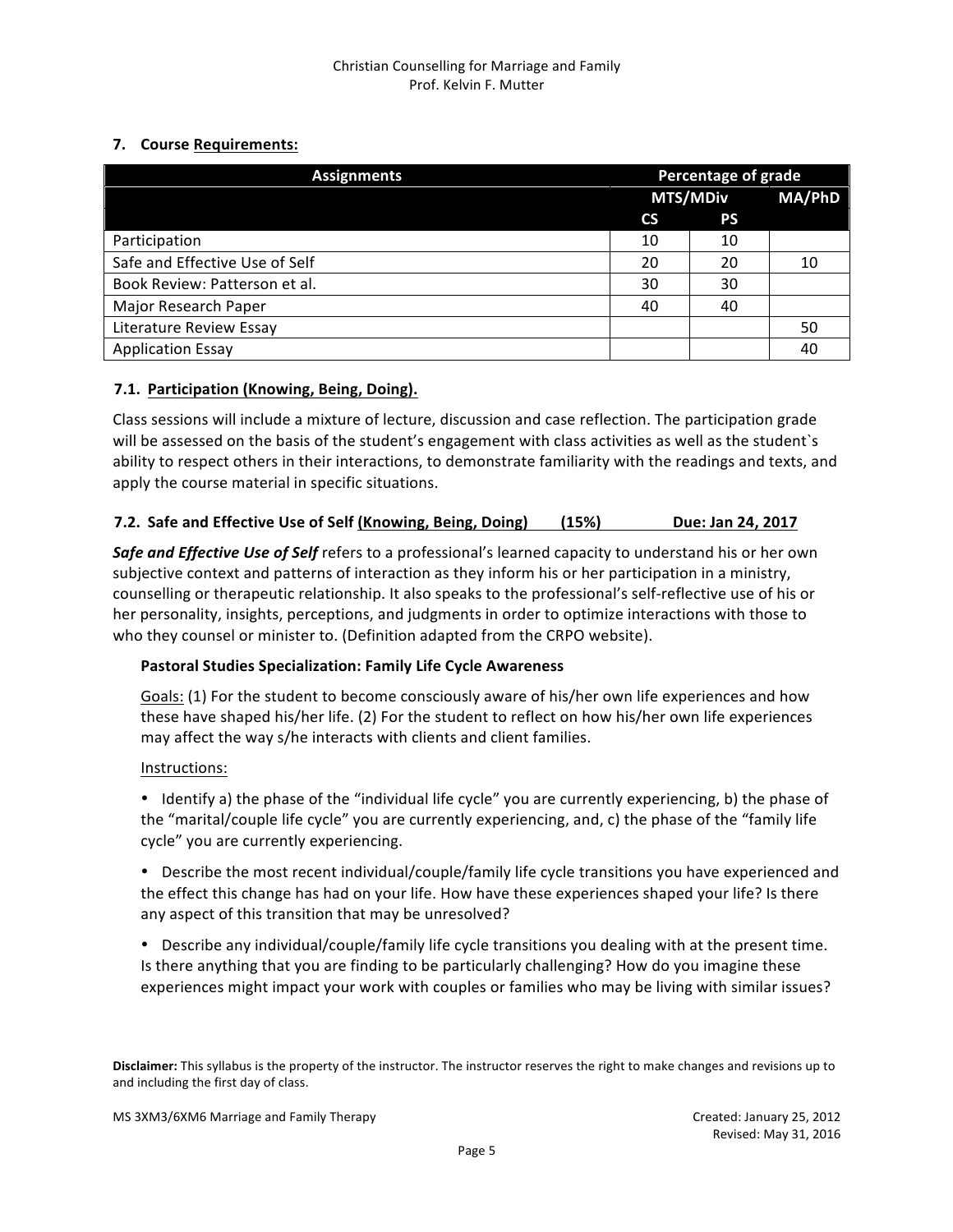## 7. Course Requirements:

| Assignments | Percentage of grade | | |
|---|---|---|---|
| | MTS/MDiv | | MA/PhD |
| | CS | PS | |
| Participation | 10 | 10 | |
| Safe and Effective Use of Self | 20 | 20 | 10 |
| Book Review: Patterson et al. | 30 | 30 | |
| Major Research Paper | 40 | 40 | |
| Literature Review Essay | | | 50 |
| Application Essay | | | 40 |

### 7.1. Participation (Knowing, Being, Doing).

Class sessions will include a mixture of lecture, discussion and case reflection. The participation grade will be assessed on the basis of the student's engagement with class activities as well as the student`s ability to respect others in their interactions, to demonstrate familiarity with the readings and texts, and apply the course material in specific situations.

### 7.2. Safe and Effective Use of Self (Knowing, Being, Doing) (15%) Due: Jan 24, 2017

***Safe and Effective Use of Self*** refers to a professional's learned capacity to understand his or her own subjective context and patterns of interaction as they inform his or her participation in a ministry, counselling or therapeutic relationship. It also speaks to the professional's self-reflective use of his or her personality, insights, perceptions, and judgments in order to optimize interactions with those to who they counsel or minister to. (Definition adapted from the CRPO website).

**Pastoral Studies Specialization: Family Life Cycle Awareness**

Goals: (1) For the student to become consciously aware of his/her own life experiences and how these have shaped his/her life. (2) For the student to reflect on how his/her own life experiences may affect the way s/he interacts with clients and client families.

Instructions:

- Identify a) the phase of the "individual life cycle" you are currently experiencing, b) the phase of the "marital/couple life cycle" you are currently experiencing, and, c) the phase of the "family life cycle" you are currently experiencing.
- Describe the most recent individual/couple/family life cycle transitions you have experienced and the effect this change has had on your life. How have these experiences shaped your life? Is there any aspect of this transition that may be unresolved?
- Describe any individual/couple/family life cycle transitions you dealing with at the present time. Is there anything that you are finding to be particularly challenging? How do you imagine these experiences might impact your work with couples or families who may be living with similar issues?

**Disclaimer:** This syllabus is the property of the instructor. The instructor reserves the right to make changes and revisions up to and including the first day of class.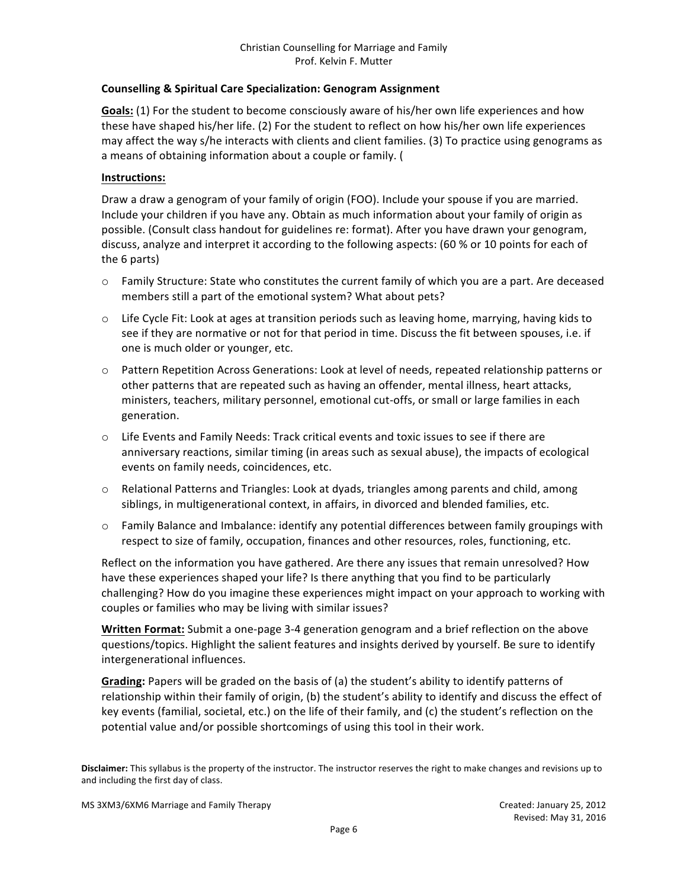**Counselling & Spiritual Care Specialization: Genogram Assignment**

**Goals:** (1) For the student to become consciously aware of his/her own life experiences and how these have shaped his/her life. (2) For the student to reflect on how his/her own life experiences may affect the way s/he interacts with clients and client families. (3) To practice using genograms as a means of obtaining information about a couple or family. (

**Instructions:**

Draw a draw a genogram of your family of origin (FOO). Include your spouse if you are married. Include your children if you have any. Obtain as much information about your family of origin as possible. (Consult class handout for guidelines re: format). After you have drawn your genogram, discuss, analyze and interpret it according to the following aspects: (60 % or 10 points for each of the 6 parts)

- Family Structure: State who constitutes the current family of which you are a part. Are deceased members still a part of the emotional system? What about pets?
- Life Cycle Fit: Look at ages at transition periods such as leaving home, marrying, having kids to see if they are normative or not for that period in time. Discuss the fit between spouses, i.e. if one is much older or younger, etc.
- Pattern Repetition Across Generations: Look at level of needs, repeated relationship patterns or other patterns that are repeated such as having an offender, mental illness, heart attacks, ministers, teachers, military personnel, emotional cut-offs, or small or large families in each generation.
- Life Events and Family Needs: Track critical events and toxic issues to see if there are anniversary reactions, similar timing (in areas such as sexual abuse), the impacts of ecological events on family needs, coincidences, etc.
- Relational Patterns and Triangles: Look at dyads, triangles among parents and child, among siblings, in multigenerational context, in affairs, in divorced and blended families, etc.
- Family Balance and Imbalance: identify any potential differences between family groupings with respect to size of family, occupation, finances and other resources, roles, functioning, etc.

Reflect on the information you have gathered. Are there any issues that remain unresolved? How have these experiences shaped your life? Is there anything that you find to be particularly challenging? How do you imagine these experiences might impact on your approach to working with couples or families who may be living with similar issues?

**Written Format:** Submit a one-page 3-4 generation genogram and a brief reflection on the above questions/topics. Highlight the salient features and insights derived by yourself. Be sure to identify intergenerational influences.

**Grading:** Papers will be graded on the basis of (a) the student's ability to identify patterns of relationship within their family of origin, (b) the student's ability to identify and discuss the effect of key events (familial, societal, etc.) on the life of their family, and (c) the student's reflection on the potential value and/or possible shortcomings of using this tool in their work.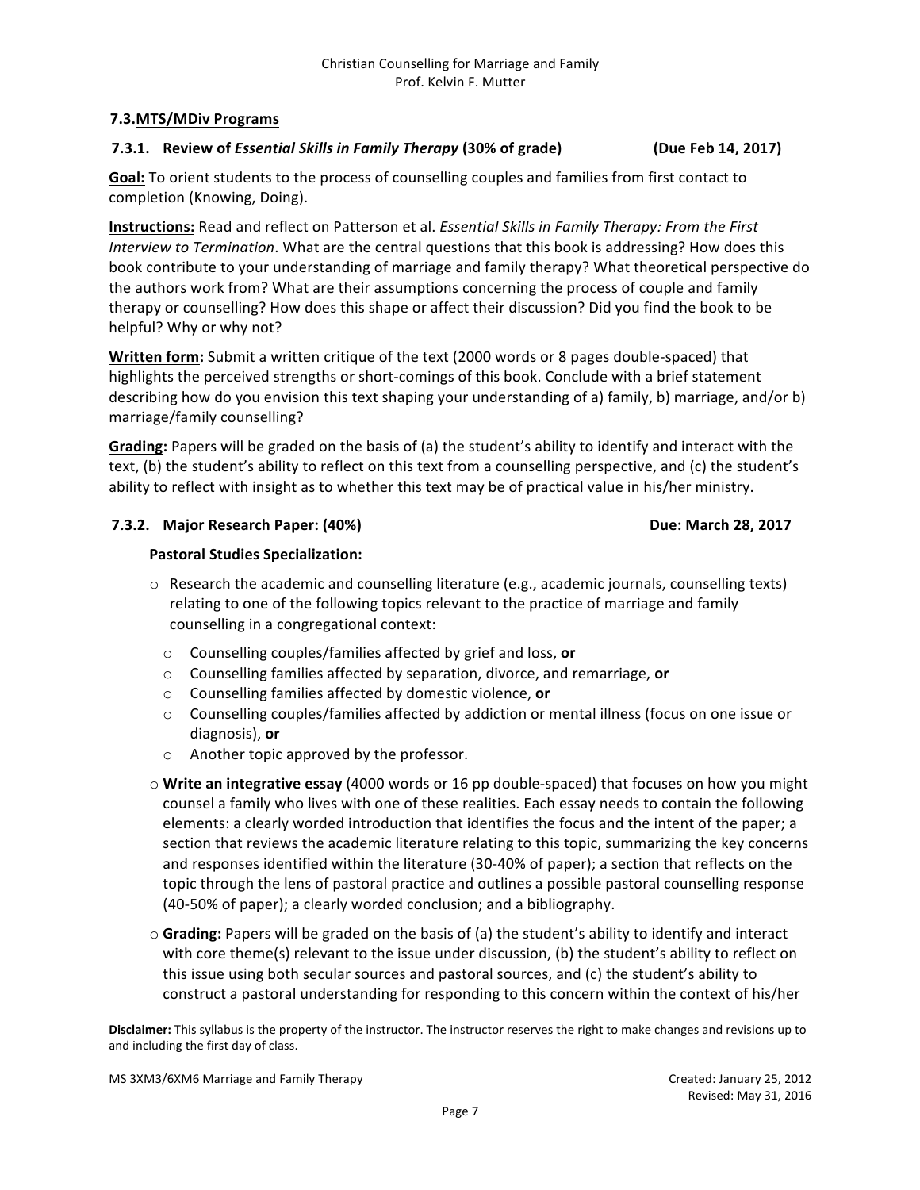### 7.3. MTS/MDiv Programs

#### 7.3.1. Review of *Essential Skills in Family Therapy* (30% of grade) (Due Feb 14, 2017)

**Goal:** To orient students to the process of counselling couples and families from first contact to completion (Knowing, Doing).

**Instructions:** Read and reflect on Patterson et al. *Essential Skills in Family Therapy: From the First Interview to Termination*. What are the central questions that this book is addressing? How does this book contribute to your understanding of marriage and family therapy? What theoretical perspective do the authors work from? What are their assumptions concerning the process of couple and family therapy or counselling? How does this shape or affect their discussion? Did you find the book to be helpful? Why or why not?

**Written form:** Submit a written critique of the text (2000 words or 8 pages double-spaced) that highlights the perceived strengths or short-comings of this book. Conclude with a brief statement describing how do you envision this text shaping your understanding of a) family, b) marriage, and/or b) marriage/family counselling?

**Grading:** Papers will be graded on the basis of (a) the student's ability to identify and interact with the text, (b) the student's ability to reflect on this text from a counselling perspective, and (c) the student's ability to reflect with insight as to whether this text may be of practical value in his/her ministry.

#### 7.3.2. Major Research Paper: (40%) Due: March 28, 2017

**Pastoral Studies Specialization:**

- Research the academic and counselling literature (e.g., academic journals, counselling texts) relating to one of the following topics relevant to the practice of marriage and family counselling in a congregational context:
  - Counselling couples/families affected by grief and loss, **or**
  - Counselling families affected by separation, divorce, and remarriage, **or**
  - Counselling families affected by domestic violence, **or**
  - Counselling couples/families affected by addiction or mental illness (focus on one issue or diagnosis), **or**
  - Another topic approved by the professor.
- **Write an integrative essay** (4000 words or 16 pp double-spaced) that focuses on how you might counsel a family who lives with one of these realities. Each essay needs to contain the following elements: a clearly worded introduction that identifies the focus and the intent of the paper; a section that reviews the academic literature relating to this topic, summarizing the key concerns and responses identified within the literature (30-40% of paper); a section that reflects on the topic through the lens of pastoral practice and outlines a possible pastoral counselling response (40-50% of paper); a clearly worded conclusion; and a bibliography.
- **Grading:** Papers will be graded on the basis of (a) the student's ability to identify and interact with core theme(s) relevant to the issue under discussion, (b) the student's ability to reflect on this issue using both secular sources and pastoral sources, and (c) the student's ability to construct a pastoral understanding for responding to this concern within the context of his/her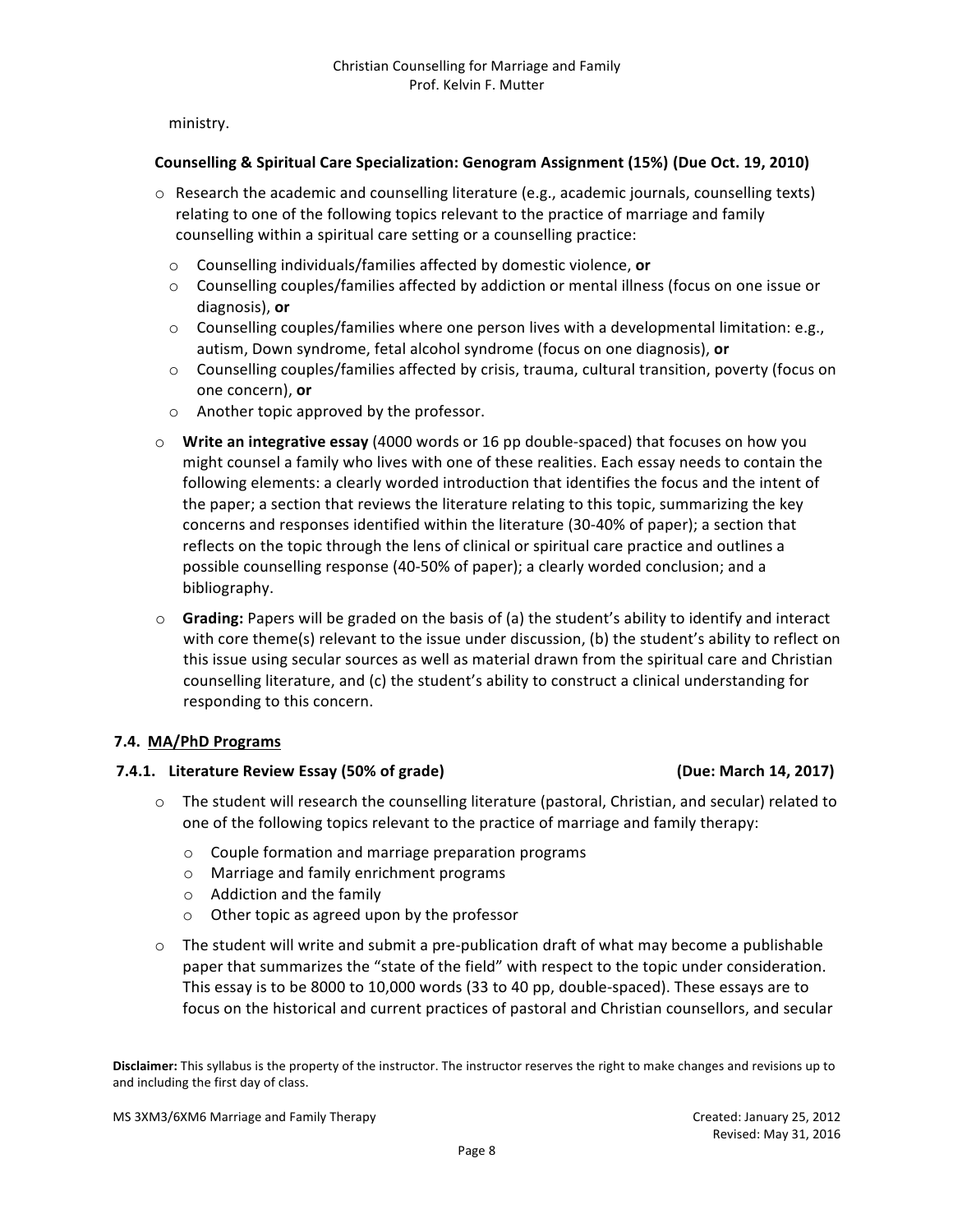ministry.

**Counselling & Spiritual Care Specialization: Genogram Assignment (15%) (Due Oct. 19, 2010)**

- Research the academic and counselling literature (e.g., academic journals, counselling texts) relating to one of the following topics relevant to the practice of marriage and family counselling within a spiritual care setting or a counselling practice:
  - Counselling individuals/families affected by domestic violence, **or**
  - Counselling couples/families affected by addiction or mental illness (focus on one issue or diagnosis), **or**
  - Counselling couples/families where one person lives with a developmental limitation: e.g., autism, Down syndrome, fetal alcohol syndrome (focus on one diagnosis), **or**
  - Counselling couples/families affected by crisis, trauma, cultural transition, poverty (focus on one concern), **or**
  - Another topic approved by the professor.
- **Write an integrative essay** (4000 words or 16 pp double-spaced) that focuses on how you might counsel a family who lives with one of these realities. Each essay needs to contain the following elements: a clearly worded introduction that identifies the focus and the intent of the paper; a section that reviews the literature relating to this topic, summarizing the key concerns and responses identified within the literature (30-40% of paper); a section that reflects on the topic through the lens of clinical or spiritual care practice and outlines a possible counselling response (40-50% of paper); a clearly worded conclusion; and a bibliography.
- **Grading:** Papers will be graded on the basis of (a) the student's ability to identify and interact with core theme(s) relevant to the issue under discussion, (b) the student's ability to reflect on this issue using secular sources as well as material drawn from the spiritual care and Christian counselling literature, and (c) the student's ability to construct a clinical understanding for responding to this concern.

### 7.4. MA/PhD Programs

#### 7.4.1. Literature Review Essay (50% of grade) (Due: March 14, 2017)

- The student will research the counselling literature (pastoral, Christian, and secular) related to one of the following topics relevant to the practice of marriage and family therapy:
  - Couple formation and marriage preparation programs
  - Marriage and family enrichment programs
  - Addiction and the family
  - Other topic as agreed upon by the professor
- The student will write and submit a pre-publication draft of what may become a publishable paper that summarizes the "state of the field" with respect to the topic under consideration. This essay is to be 8000 to 10,000 words (33 to 40 pp, double-spaced). These essays are to focus on the historical and current practices of pastoral and Christian counsellors, and secular

**Disclaimer:** This syllabus is the property of the instructor. The instructor reserves the right to make changes and revisions up to and including the first day of class.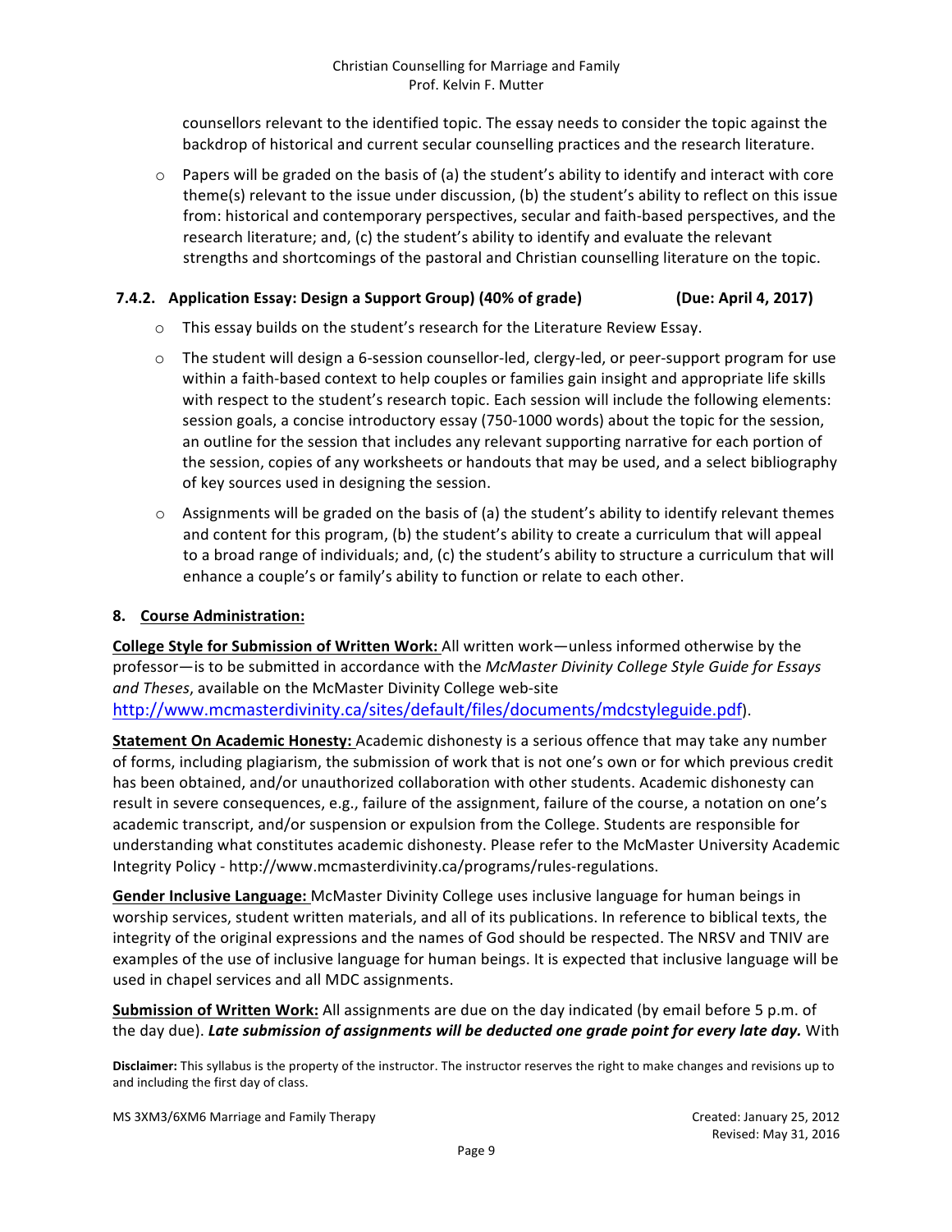counsellors relevant to the identified topic. The essay needs to consider the topic against the backdrop of historical and current secular counselling practices and the research literature.

- Papers will be graded on the basis of (a) the student's ability to identify and interact with core theme(s) relevant to the issue under discussion, (b) the student's ability to reflect on this issue from: historical and contemporary perspectives, secular and faith-based perspectives, and the research literature; and, (c) the student's ability to identify and evaluate the relevant strengths and shortcomings of the pastoral and Christian counselling literature on the topic.

### 7.4.2. Application Essay: Design a Support Group) (40% of grade) (Due: April 4, 2017)

- This essay builds on the student's research for the Literature Review Essay.
- The student will design a 6-session counsellor-led, clergy-led, or peer-support program for use within a faith-based context to help couples or families gain insight and appropriate life skills with respect to the student's research topic. Each session will include the following elements: session goals, a concise introductory essay (750-1000 words) about the topic for the session, an outline for the session that includes any relevant supporting narrative for each portion of the session, copies of any worksheets or handouts that may be used, and a select bibliography of key sources used in designing the session.
- Assignments will be graded on the basis of (a) the student's ability to identify relevant themes and content for this program, (b) the student's ability to create a curriculum that will appeal to a broad range of individuals; and, (c) the student's ability to structure a curriculum that will enhance a couple's or family's ability to function or relate to each other.

## 8. Course Administration:

**College Style for Submission of Written Work:** All written work—unless informed otherwise by the professor—is to be submitted in accordance with the *McMaster Divinity College Style Guide for Essays and Theses*, available on the McMaster Divinity College web-site http://www.mcmasterdivinity.ca/sites/default/files/documents/mdcstyleguide.pdf).

**Statement On Academic Honesty:** Academic dishonesty is a serious offence that may take any number of forms, including plagiarism, the submission of work that is not one's own or for which previous credit has been obtained, and/or unauthorized collaboration with other students. Academic dishonesty can result in severe consequences, e.g., failure of the assignment, failure of the course, a notation on one's academic transcript, and/or suspension or expulsion from the College. Students are responsible for understanding what constitutes academic dishonesty. Please refer to the McMaster University Academic Integrity Policy - http://www.mcmasterdivinity.ca/programs/rules-regulations.

**Gender Inclusive Language:** McMaster Divinity College uses inclusive language for human beings in worship services, student written materials, and all of its publications. In reference to biblical texts, the integrity of the original expressions and the names of God should be respected. The NRSV and TNIV are examples of the use of inclusive language for human beings. It is expected that inclusive language will be used in chapel services and all MDC assignments.

**Submission of Written Work:** All assignments are due on the day indicated (by email before 5 p.m. of the day due). ***Late submission of assignments will be deducted one grade point for every late day.*** With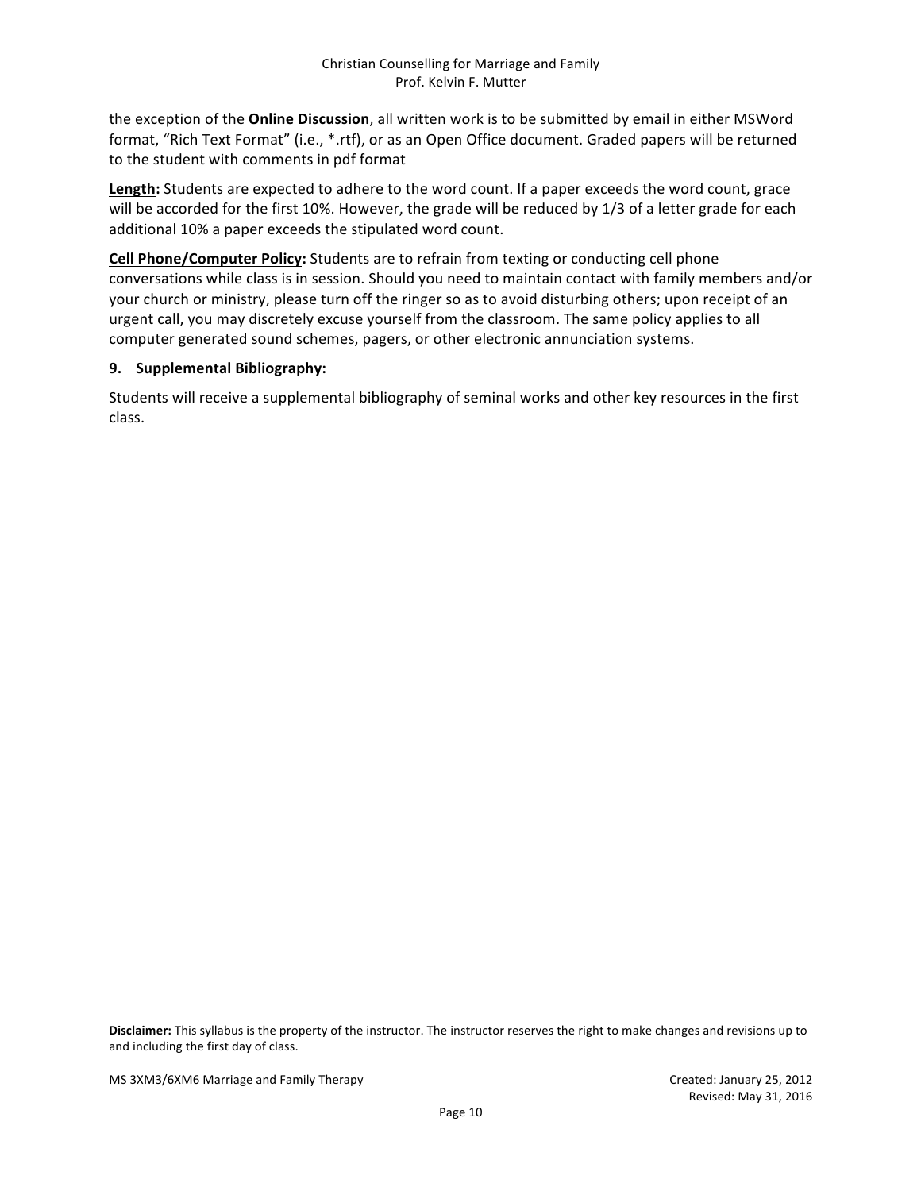the exception of the **Online Discussion**, all written work is to be submitted by email in either MSWord format, "Rich Text Format" (i.e., *.rtf), or as an Open Office document. Graded papers will be returned to the student with comments in pdf format

**<u>Length</u>:** Students are expected to adhere to the word count. If a paper exceeds the word count, grace will be accorded for the first 10%. However, the grade will be reduced by 1/3 of a letter grade for each additional 10% a paper exceeds the stipulated word count.

**<u>Cell Phone/Computer Policy</u>:** Students are to refrain from texting or conducting cell phone conversations while class is in session. Should you need to maintain contact with family members and/or your church or ministry, please turn off the ringer so as to avoid disturbing others; upon receipt of an urgent call, you may discretely excuse yourself from the classroom. The same policy applies to all computer generated sound schemes, pagers, or other electronic annunciation systems.

## 9. Supplemental Bibliography:

Students will receive a supplemental bibliography of seminal works and other key resources in the first class.

**Disclaimer:** This syllabus is the property of the instructor. The instructor reserves the right to make changes and revisions up to and including the first day of class.